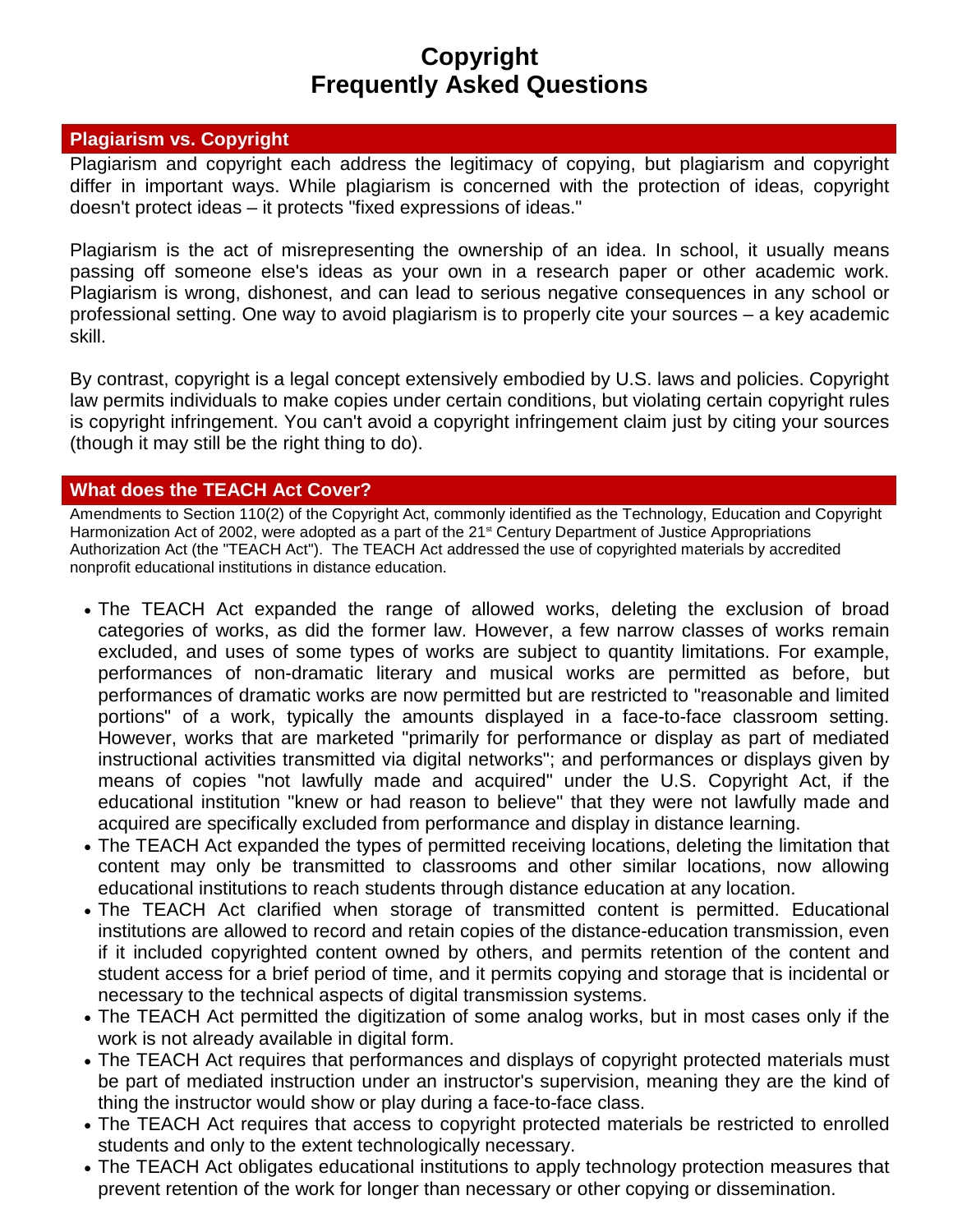# Copyright
# Frequently Asked Questions

## Plagiarism vs. Copyright

Plagiarism and copyright each address the legitimacy of copying, but plagiarism and copyright differ in important ways. While plagiarism is concerned with the protection of ideas, copyright doesn't protect ideas – it protects "fixed expressions of ideas."

Plagiarism is the act of misrepresenting the ownership of an idea. In school, it usually means passing off someone else's ideas as your own in a research paper or other academic work. Plagiarism is wrong, dishonest, and can lead to serious negative consequences in any school or professional setting. One way to avoid plagiarism is to properly cite your sources – a key academic skill.

By contrast, copyright is a legal concept extensively embodied by U.S. laws and policies. Copyright law permits individuals to make copies under certain conditions, but violating certain copyright rules is copyright infringement. You can't avoid a copyright infringement claim just by citing your sources (though it may still be the right thing to do).

## What does the TEACH Act Cover?

Amendments to Section 110(2) of the Copyright Act, commonly identified as the Technology, Education and Copyright Harmonization Act of 2002, were adopted as a part of the 21st Century Department of Justice Appropriations Authorization Act (the "TEACH Act"). The TEACH Act addressed the use of copyrighted materials by accredited nonprofit educational institutions in distance education.

- The TEACH Act expanded the range of allowed works, deleting the exclusion of broad categories of works, as did the former law. However, a few narrow classes of works remain excluded, and uses of some types of works are subject to quantity limitations. For example, performances of non-dramatic literary and musical works are permitted as before, but performances of dramatic works are now permitted but are restricted to "reasonable and limited portions" of a work, typically the amounts displayed in a face-to-face classroom setting. However, works that are marketed "primarily for performance or display as part of mediated instructional activities transmitted via digital networks"; and performances or displays given by means of copies "not lawfully made and acquired" under the U.S. Copyright Act, if the educational institution "knew or had reason to believe" that they were not lawfully made and acquired are specifically excluded from performance and display in distance learning.
- The TEACH Act expanded the types of permitted receiving locations, deleting the limitation that content may only be transmitted to classrooms and other similar locations, now allowing educational institutions to reach students through distance education at any location.
- The TEACH Act clarified when storage of transmitted content is permitted. Educational institutions are allowed to record and retain copies of the distance-education transmission, even if it included copyrighted content owned by others, and permits retention of the content and student access for a brief period of time, and it permits copying and storage that is incidental or necessary to the technical aspects of digital transmission systems.
- The TEACH Act permitted the digitization of some analog works, but in most cases only if the work is not already available in digital form.
- The TEACH Act requires that performances and displays of copyright protected materials must be part of mediated instruction under an instructor's supervision, meaning they are the kind of thing the instructor would show or play during a face-to-face class.
- The TEACH Act requires that access to copyright protected materials be restricted to enrolled students and only to the extent technologically necessary.
- The TEACH Act obligates educational institutions to apply technology protection measures that prevent retention of the work for longer than necessary or other copying or dissemination.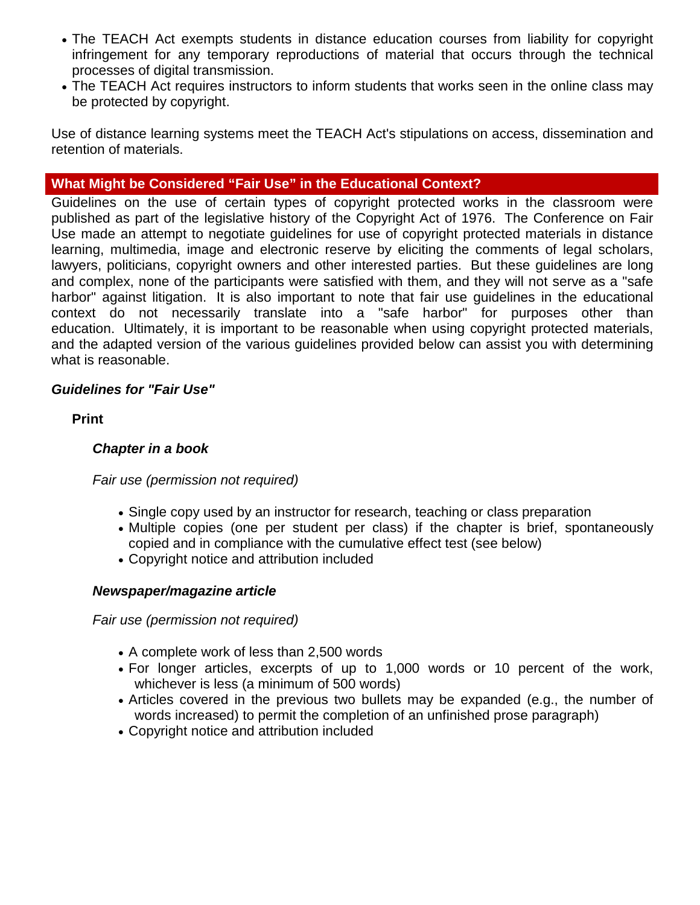- The TEACH Act exempts students in distance education courses from liability for copyright infringement for any temporary reproductions of material that occurs through the technical processes of digital transmission.
- The TEACH Act requires instructors to inform students that works seen in the online class may be protected by copyright.

Use of distance learning systems meet the TEACH Act's stipulations on access, dissemination and retention of materials.

## What Might be Considered “Fair Use” in the Educational Context?

Guidelines on the use of certain types of copyright protected works in the classroom were published as part of the legislative history of the Copyright Act of 1976. The Conference on Fair Use made an attempt to negotiate guidelines for use of copyright protected materials in distance learning, multimedia, image and electronic reserve by eliciting the comments of legal scholars, lawyers, politicians, copyright owners and other interested parties. But these guidelines are long and complex, none of the participants were satisfied with them, and they will not serve as a "safe harbor" against litigation. It is also important to note that fair use guidelines in the educational context do not necessarily translate into a "safe harbor" for purposes other than education. Ultimately, it is important to be reasonable when using copyright protected materials, and the adapted version of the various guidelines provided below can assist you with determining what is reasonable.

***Guidelines for "Fair Use"***

**Print**

***Chapter in a book***

*Fair use (permission not required)*

- Single copy used by an instructor for research, teaching or class preparation
- Multiple copies (one per student per class) if the chapter is brief, spontaneously copied and in compliance with the cumulative effect test (see below)
- Copyright notice and attribution included

***Newspaper/magazine article***

*Fair use (permission not required)*

- A complete work of less than 2,500 words
- For longer articles, excerpts of up to 1,000 words or 10 percent of the work, whichever is less (a minimum of 500 words)
- Articles covered in the previous two bullets may be expanded (e.g., the number of words increased) to permit the completion of an unfinished prose paragraph)
- Copyright notice and attribution included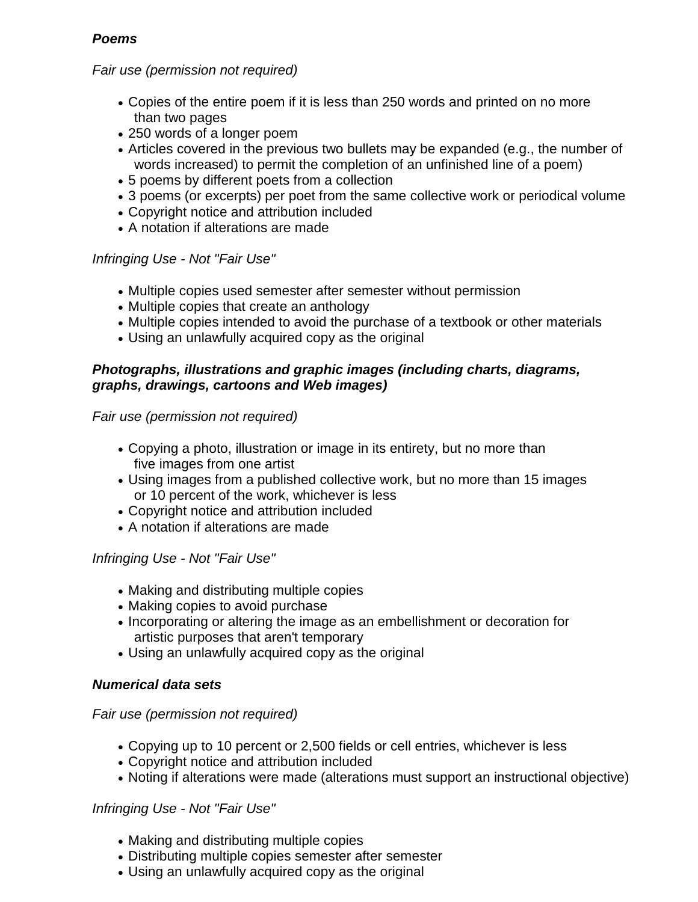***Poems***

*Fair use (permission not required)*

- Copies of the entire poem if it is less than 250 words and printed on no more than two pages
- 250 words of a longer poem
- Articles covered in the previous two bullets may be expanded (e.g., the number of words increased) to permit the completion of an unfinished line of a poem)
- 5 poems by different poets from a collection
- 3 poems (or excerpts) per poet from the same collective work or periodical volume
- Copyright notice and attribution included
- A notation if alterations are made

*Infringing Use - Not "Fair Use"*

- Multiple copies used semester after semester without permission
- Multiple copies that create an anthology
- Multiple copies intended to avoid the purchase of a textbook or other materials
- Using an unlawfully acquired copy as the original

***Photographs, illustrations and graphic images (including charts, diagrams, graphs, drawings, cartoons and Web images)***

*Fair use (permission not required)*

- Copying a photo, illustration or image in its entirety, but no more than five images from one artist
- Using images from a published collective work, but no more than 15 images or 10 percent of the work, whichever is less
- Copyright notice and attribution included
- A notation if alterations are made

*Infringing Use - Not "Fair Use"*

- Making and distributing multiple copies
- Making copies to avoid purchase
- Incorporating or altering the image as an embellishment or decoration for artistic purposes that aren't temporary
- Using an unlawfully acquired copy as the original

***Numerical data sets***

*Fair use (permission not required)*

- Copying up to 10 percent or 2,500 fields or cell entries, whichever is less
- Copyright notice and attribution included
- Noting if alterations were made (alterations must support an instructional objective)

*Infringing Use - Not "Fair Use"*

- Making and distributing multiple copies
- Distributing multiple copies semester after semester
- Using an unlawfully acquired copy as the original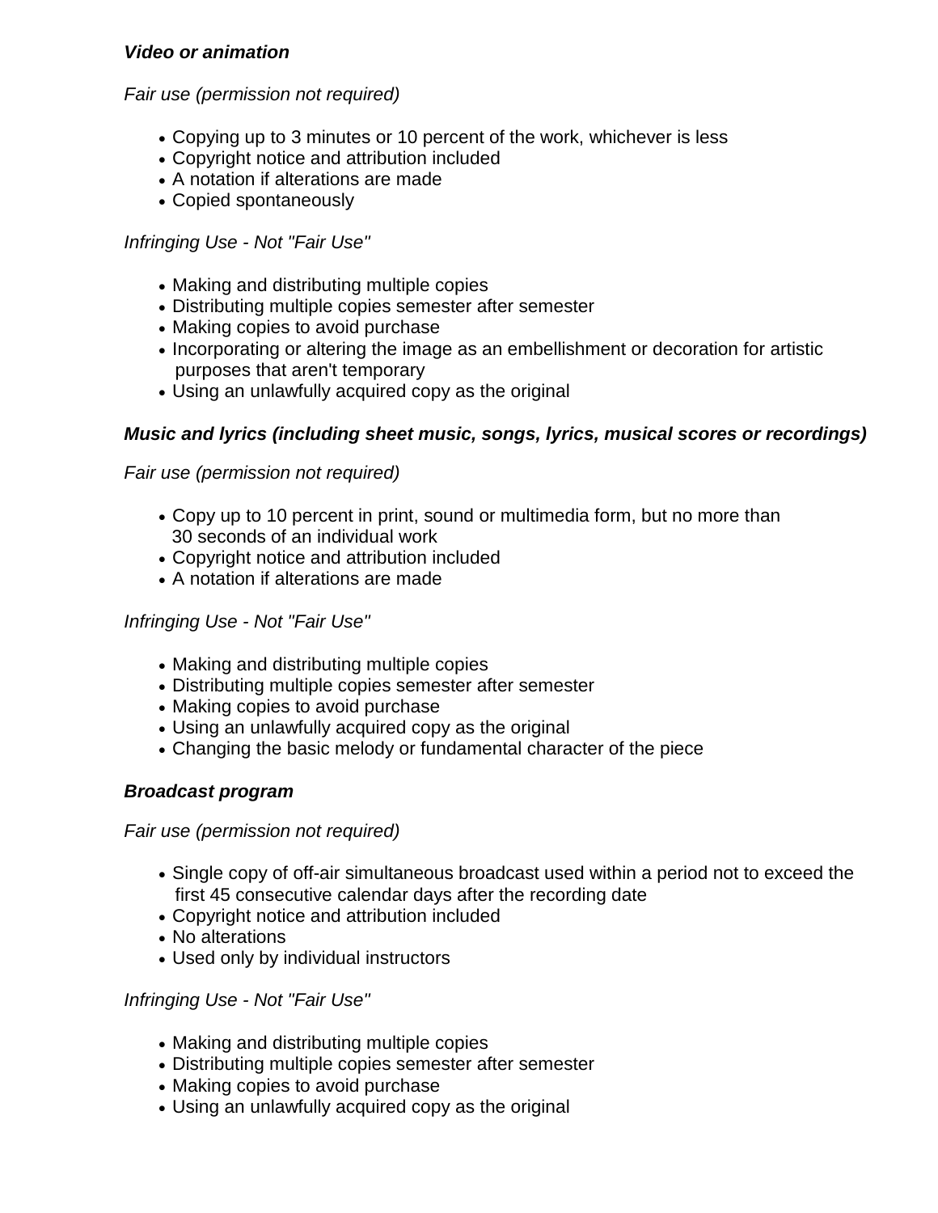***Video or animation***

*Fair use (permission not required)*

- Copying up to 3 minutes or 10 percent of the work, whichever is less
- Copyright notice and attribution included
- A notation if alterations are made
- Copied spontaneously

*Infringing Use - Not "Fair Use"*

- Making and distributing multiple copies
- Distributing multiple copies semester after semester
- Making copies to avoid purchase
- Incorporating or altering the image as an embellishment or decoration for artistic purposes that aren't temporary
- Using an unlawfully acquired copy as the original

***Music and lyrics (including sheet music, songs, lyrics, musical scores or recordings)***

*Fair use (permission not required)*

- Copy up to 10 percent in print, sound or multimedia form, but no more than 30 seconds of an individual work
- Copyright notice and attribution included
- A notation if alterations are made

*Infringing Use - Not "Fair Use"*

- Making and distributing multiple copies
- Distributing multiple copies semester after semester
- Making copies to avoid purchase
- Using an unlawfully acquired copy as the original
- Changing the basic melody or fundamental character of the piece

***Broadcast program***

*Fair use (permission not required)*

- Single copy of off-air simultaneous broadcast used within a period not to exceed the first 45 consecutive calendar days after the recording date
- Copyright notice and attribution included
- No alterations
- Used only by individual instructors

*Infringing Use - Not "Fair Use"*

- Making and distributing multiple copies
- Distributing multiple copies semester after semester
- Making copies to avoid purchase
- Using an unlawfully acquired copy as the original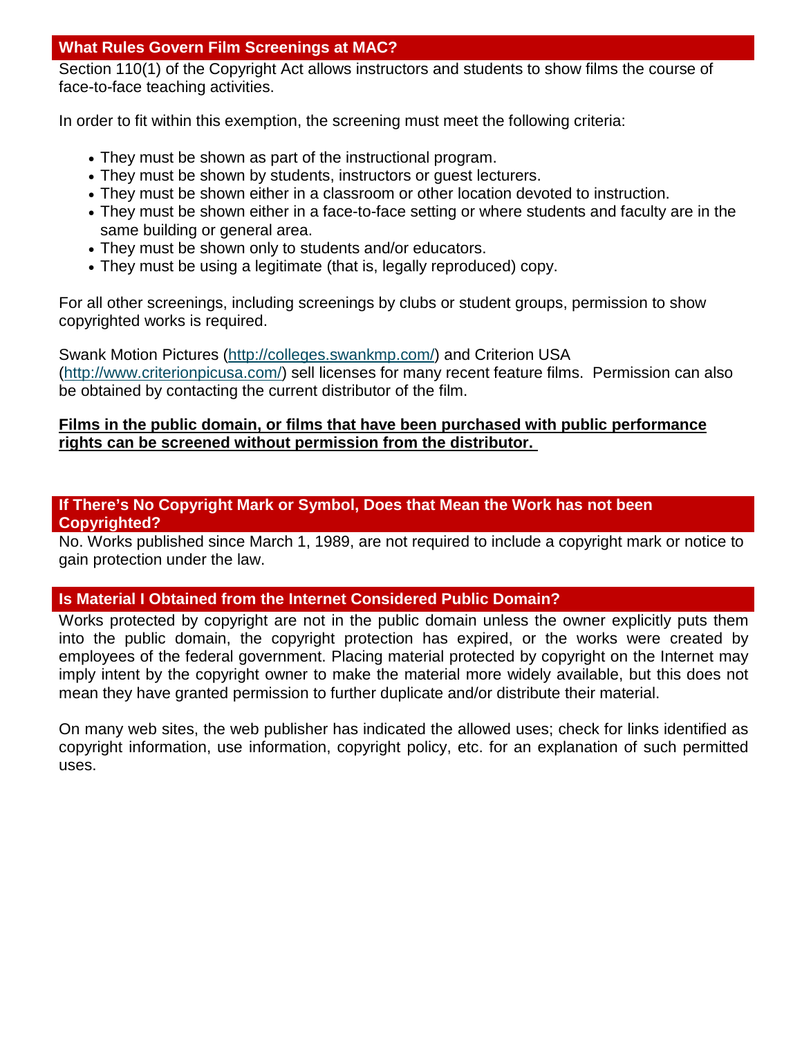## What Rules Govern Film Screenings at MAC?

Section 110(1) of the Copyright Act allows instructors and students to show films the course of face-to-face teaching activities.

In order to fit within this exemption, the screening must meet the following criteria:

- They must be shown as part of the instructional program.
- They must be shown by students, instructors or guest lecturers.
- They must be shown either in a classroom or other location devoted to instruction.
- They must be shown either in a face-to-face setting or where students and faculty are in the same building or general area.
- They must be shown only to students and/or educators.
- They must be using a legitimate (that is, legally reproduced) copy.

For all other screenings, including screenings by clubs or student groups, permission to show copyrighted works is required.

Swank Motion Pictures (http://colleges.swankmp.com/) and Criterion USA (http://www.criterionpicusa.com/) sell licenses for many recent feature films. Permission can also be obtained by contacting the current distributor of the film.

**Films in the public domain, or films that have been purchased with public performance rights can be screened without permission from the distributor.**

## If There's No Copyright Mark or Symbol, Does that Mean the Work has not been Copyrighted?

No. Works published since March 1, 1989, are not required to include a copyright mark or notice to gain protection under the law.

## Is Material I Obtained from the Internet Considered Public Domain?

Works protected by copyright are not in the public domain unless the owner explicitly puts them into the public domain, the copyright protection has expired, or the works were created by employees of the federal government. Placing material protected by copyright on the Internet may imply intent by the copyright owner to make the material more widely available, but this does not mean they have granted permission to further duplicate and/or distribute their material.

On many web sites, the web publisher has indicated the allowed uses; check for links identified as copyright information, use information, copyright policy, etc. for an explanation of such permitted uses.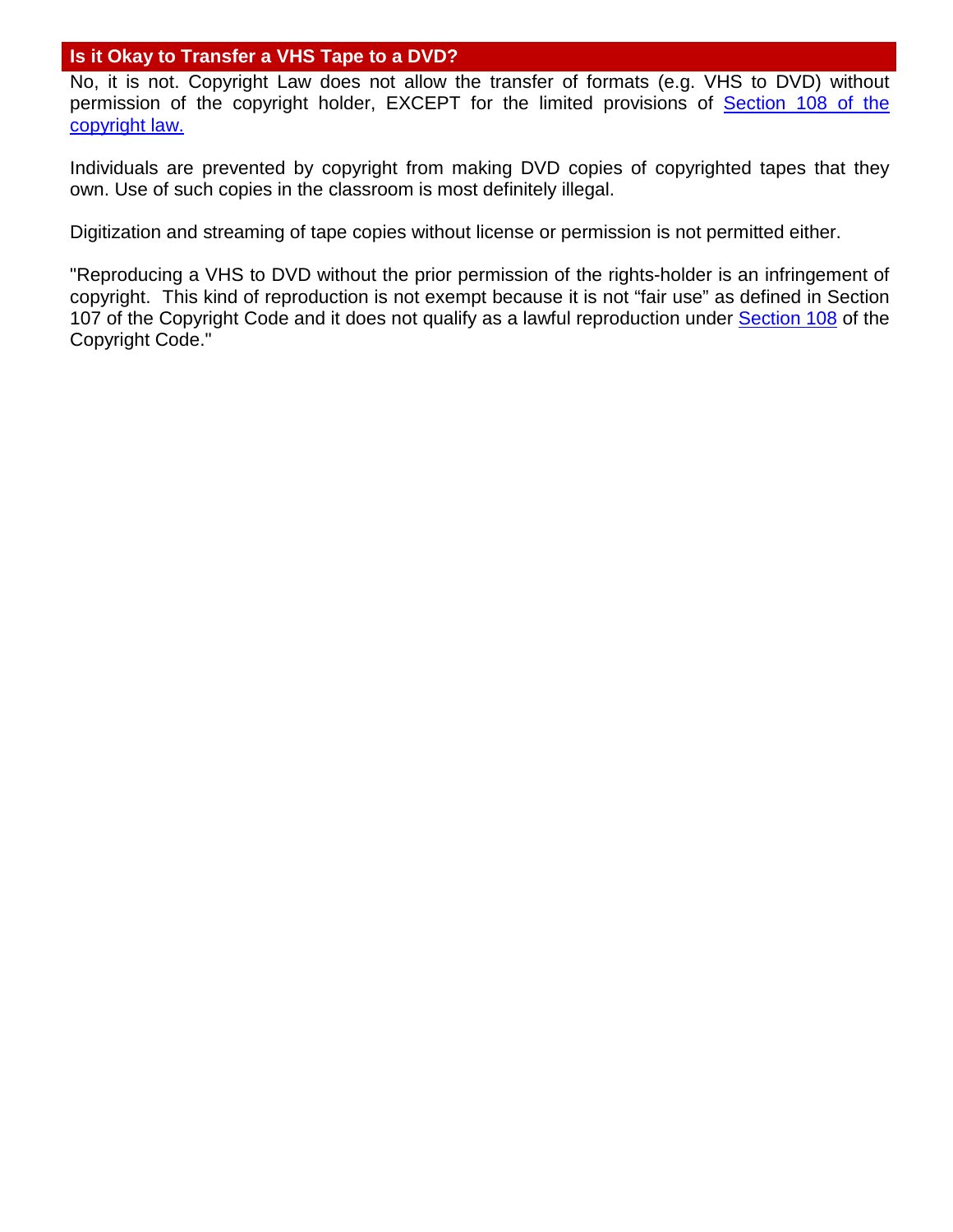## Is it Okay to Transfer a VHS Tape to a DVD?

No, it is not. Copyright Law does not allow the transfer of formats (e.g. VHS to DVD) without permission of the copyright holder, EXCEPT for the limited provisions of Section 108 of the copyright law.

Individuals are prevented by copyright from making DVD copies of copyrighted tapes that they own. Use of such copies in the classroom is most definitely illegal.

Digitization and streaming of tape copies without license or permission is not permitted either.

"Reproducing a VHS to DVD without the prior permission of the rights-holder is an infringement of copyright. This kind of reproduction is not exempt because it is not “fair use” as defined in Section 107 of the Copyright Code and it does not qualify as a lawful reproduction under Section 108 of the Copyright Code."